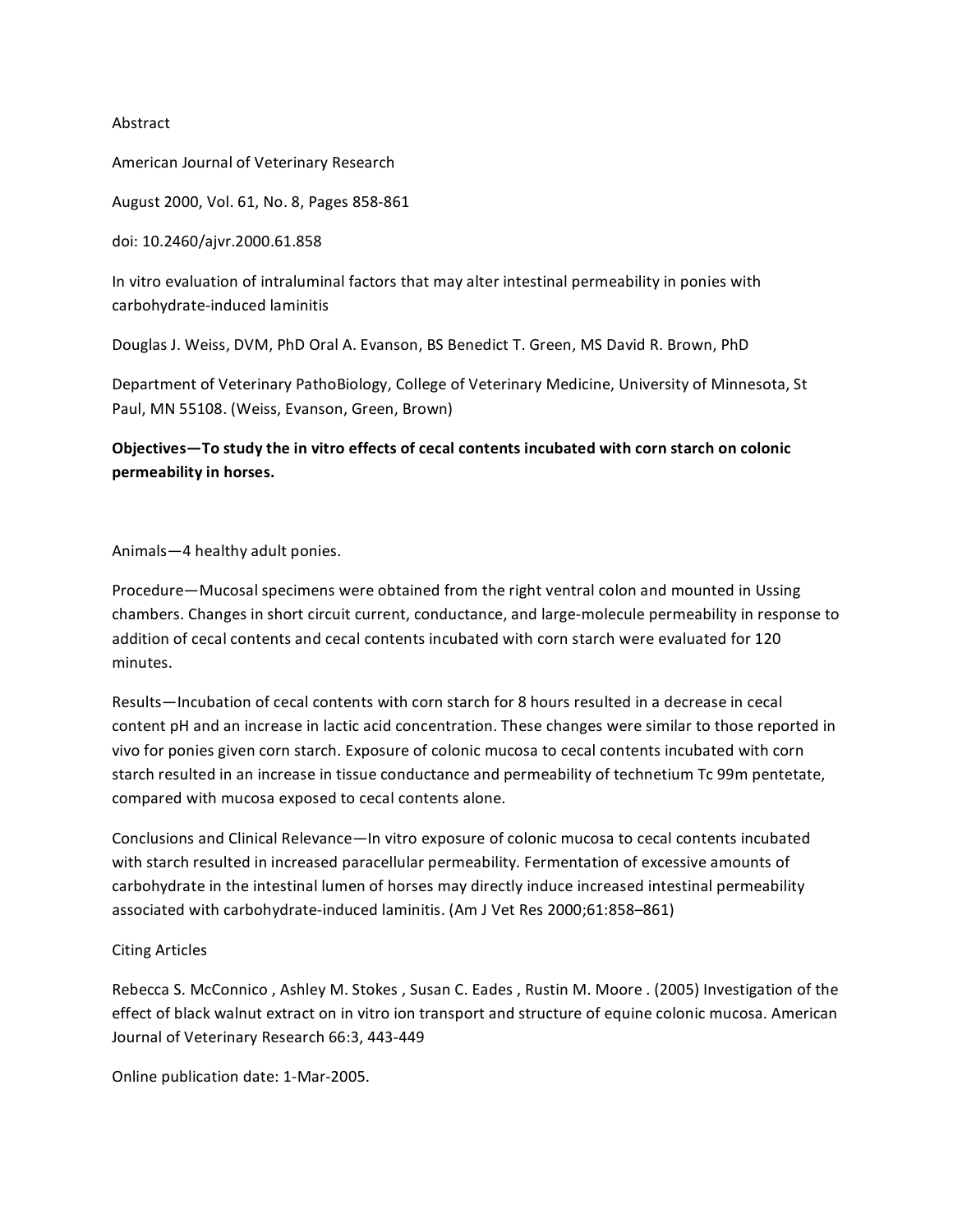Abstract

American Journal of Veterinary Research

August 2000, Vol. 61, No. 8, Pages 858-861

doi: 10.2460/ajvr.2000.61.858

In vitro evaluation of intraluminal factors that may alter intestinal permeability in ponies with carbohydrate-induced laminitis

Douglas J. Weiss, DVM, PhD Oral A. Evanson, BS Benedict T. Green, MS David R. Brown, PhD

Department of Veterinary PathoBiology, College of Veterinary Medicine, University of Minnesota, St Paul, MN 55108. (Weiss, Evanson, Green, Brown)

**Objectives—To study the in vitro effects of cecal contents incubated with corn starch on colonic permeability in horses.**

Animals—4 healthy adult ponies.

Procedure—Mucosal specimens were obtained from the right ventral colon and mounted in Ussing chambers. Changes in short circuit current, conductance, and large-molecule permeability in response to addition of cecal contents and cecal contents incubated with corn starch were evaluated for 120 minutes.

Results—Incubation of cecal contents with corn starch for 8 hours resulted in a decrease in cecal content pH and an increase in lactic acid concentration. These changes were similar to those reported in vivo for ponies given corn starch. Exposure of colonic mucosa to cecal contents incubated with corn starch resulted in an increase in tissue conductance and permeability of technetium Tc 99m pentetate, compared with mucosa exposed to cecal contents alone.

Conclusions and Clinical Relevance—In vitro exposure of colonic mucosa to cecal contents incubated with starch resulted in increased paracellular permeability. Fermentation of excessive amounts of carbohydrate in the intestinal lumen of horses may directly induce increased intestinal permeability associated with carbohydrate-induced laminitis. (Am J Vet Res 2000;61:858–861)

Citing Articles

Rebecca S. McConnico , Ashley M. Stokes , Susan C. Eades , Rustin M. Moore . (2005) Investigation of the effect of black walnut extract on in vitro ion transport and structure of equine colonic mucosa. American Journal of Veterinary Research 66:3, 443-449

Online publication date: 1-Mar-2005.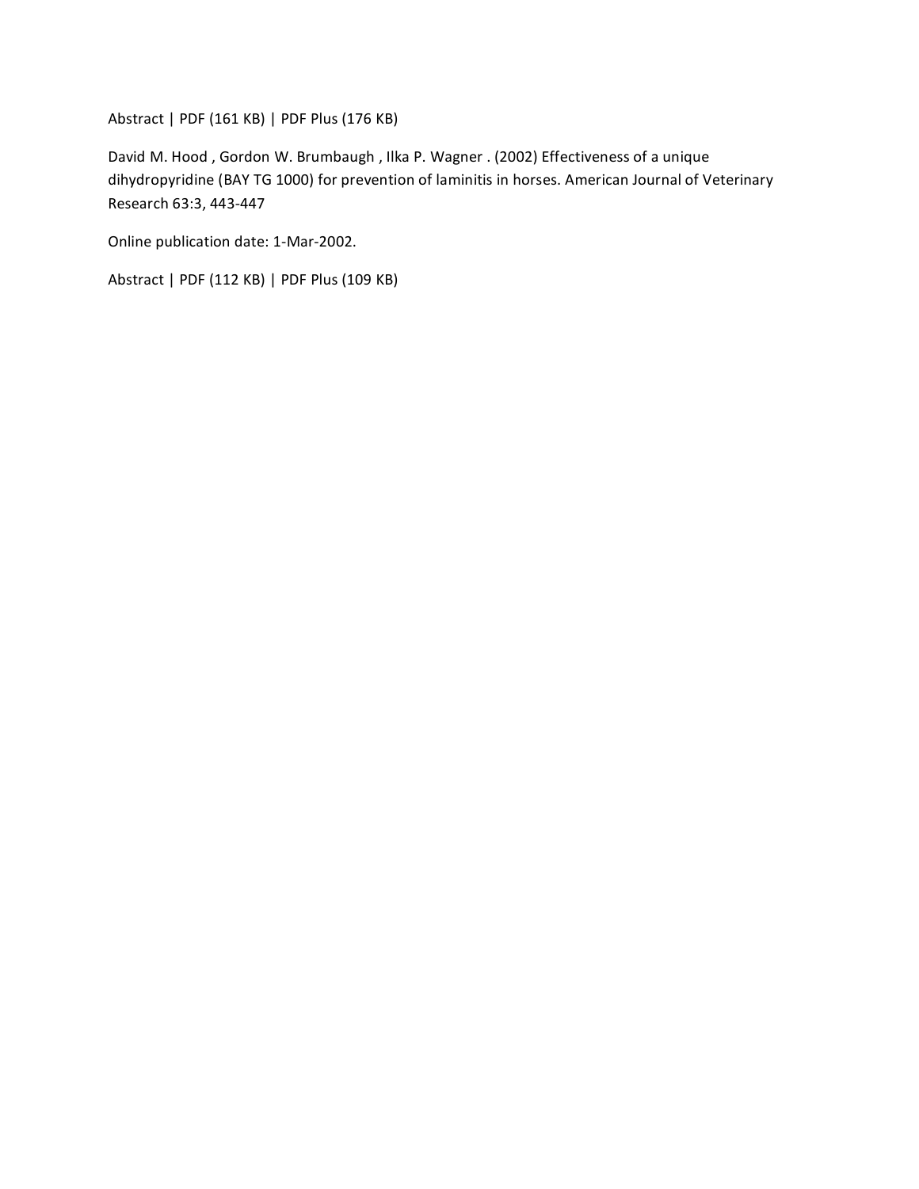Abstract | PDF (161 KB) | PDF Plus (176 KB)

David M. Hood , Gordon W. Brumbaugh , Ilka P. Wagner . (2002) Effectiveness of a unique dihydropyridine (BAY TG 1000) for prevention of laminitis in horses. American Journal of Veterinary Research 63:3, 443-447

Online publication date: 1-Mar-2002.

Abstract | PDF (112 KB) | PDF Plus (109 KB)